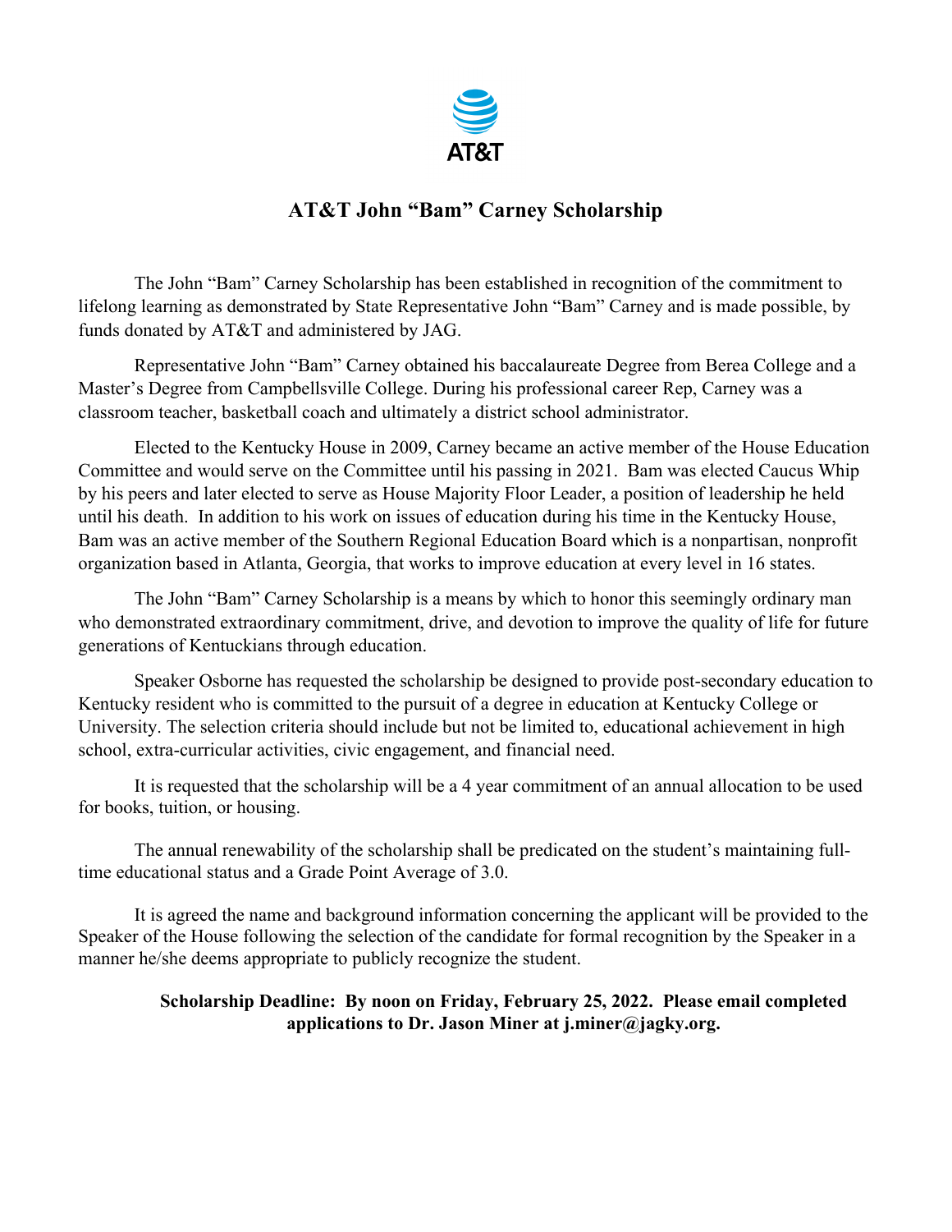AT&T

# AT&T John "Bam" Carney Scholarship

The John "Bam" Carney Scholarship has been established in recognition of the commitment to lifelong learning as demonstrated by State Representative John "Bam" Carney and is made possible, by funds donated by AT&T and administered by JAG.

Representative John "Bam" Carney obtained his baccalaureate Degree from Berea College and a Master's Degree from Campbellsville College. During his professional career Rep, Carney was a classroom teacher, basketball coach and ultimately a district school administrator.

Elected to the Kentucky House in 2009, Carney became an active member of the House Education Committee and would serve on the Committee until his passing in 2021. Bam was elected Caucus Whip by his peers and later elected to serve as House Majority Floor Leader, a position of leadership he held until his death. In addition to his work on issues of education during his time in the Kentucky House, Bam was an active member of the Southern Regional Education Board which is a nonpartisan, nonprofit organization based in Atlanta, Georgia, that works to improve education at every level in 16 states.

The John "Bam" Carney Scholarship is a means by which to honor this seemingly ordinary man who demonstrated extraordinary commitment, drive, and devotion to improve the quality of life for future generations of Kentuckians through education.

Speaker Osborne has requested the scholarship be designed to provide post-secondary education to Kentucky resident who is committed to the pursuit of a degree in education at Kentucky College or University. The selection criteria should include but not be limited to, educational achievement in high school, extra-curricular activities, civic engagement, and financial need.

It is requested that the scholarship will be a 4 year commitment of an annual allocation to be used for books, tuition, or housing.

The annual renewability of the scholarship shall be predicated on the student's maintaining full-time educational status and a Grade Point Average of 3.0.

It is agreed the name and background information concerning the applicant will be provided to the Speaker of the House following the selection of the candidate for formal recognition by the Speaker in a manner he/she deems appropriate to publicly recognize the student.

**Scholarship Deadline: By noon on Friday, February 25, 2022. Please email completed applications to Dr. Jason Miner at j.miner@jagky.org.**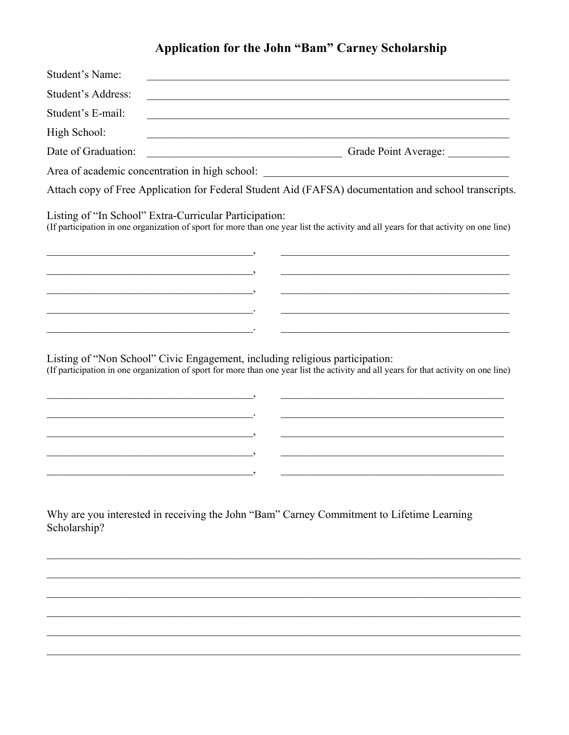## Application for the John "Bam" Carney Scholarship

Student's Name: ________________________________________________________________

Student's Address: ________________________________________________________________

Student's E-mail: ________________________________________________________________

High School: ________________________________________________________________

Date of Graduation: ____________________________________ Grade Point Average: ___________

Area of academic concentration in high school: ____________________________________________

Attach copy of Free Application for Federal Student Aid (FAFSA) documentation and school transcripts.

Listing of "In School" Extra-Curricular Participation:
(If participation in one organization of sport for more than one year list the activity and all years for that activity on one line)

______________________________________, ____________________________________________

______________________________________, ____________________________________________

______________________________________, ____________________________________________

______________________________________. ____________________________________________

______________________________________. ____________________________________________

Listing of "Non School" Civic Engagement, including religious participation:
(If participation in one organization of sport for more than one year list the activity and all years for that activity on one line)

______________________________________, ____________________________________________

______________________________________. ____________________________________________

______________________________________, ____________________________________________

______________________________________, ____________________________________________

______________________________________, ____________________________________________

Why are you interested in receiving the John "Bam" Carney Commitment to Lifetime Learning Scholarship?

______________________________________________________________________________________

______________________________________________________________________________________

______________________________________________________________________________________

______________________________________________________________________________________

______________________________________________________________________________________

______________________________________________________________________________________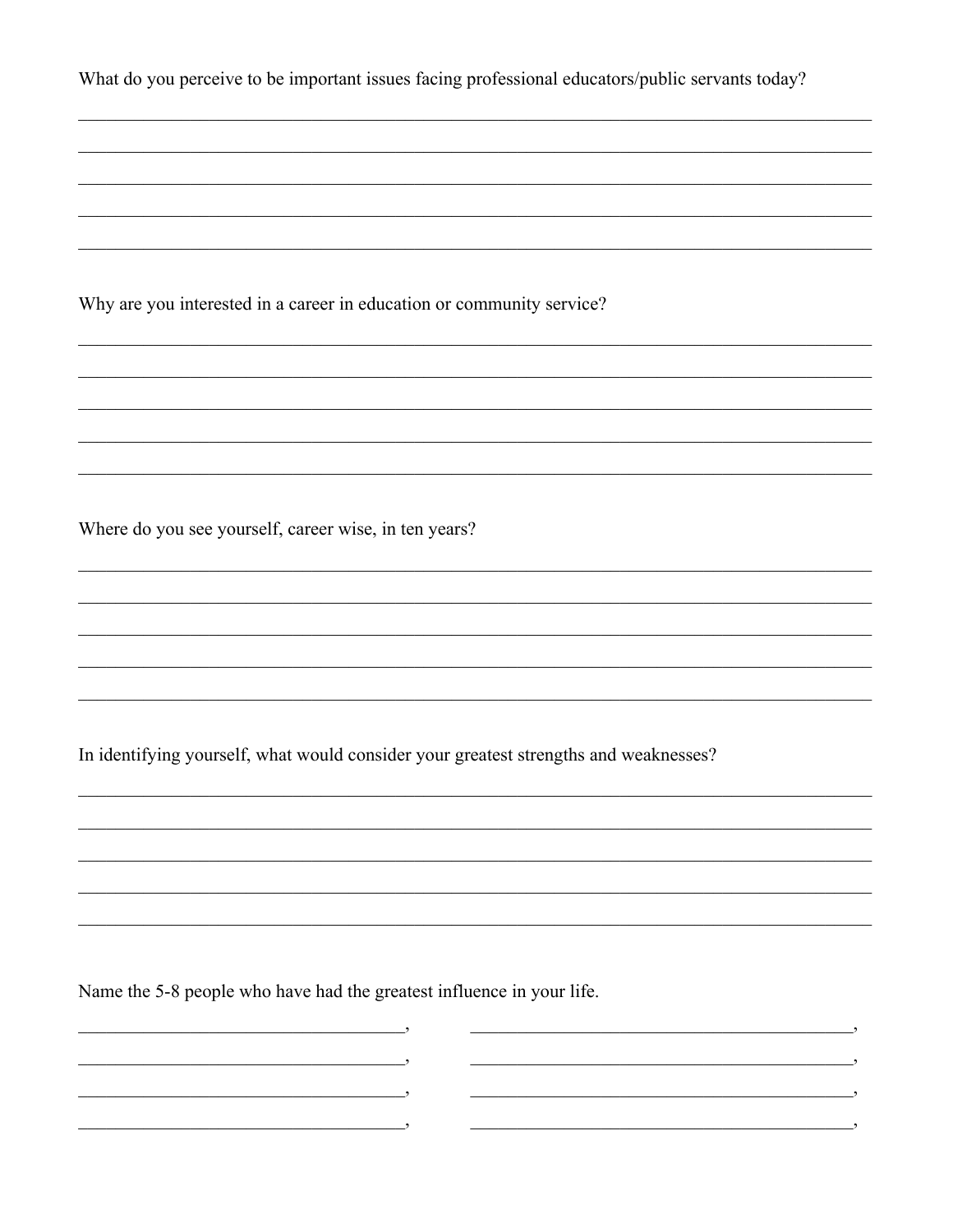What do you perceive to be important issues facing professional educators/public servants today?

______________________________________________________________________________

______________________________________________________________________________

______________________________________________________________________________

______________________________________________________________________________

______________________________________________________________________________

Why are you interested in a career in education or community service?

______________________________________________________________________________

______________________________________________________________________________

______________________________________________________________________________

______________________________________________________________________________

______________________________________________________________________________

Where do you see yourself, career wise, in ten years?

______________________________________________________________________________

______________________________________________________________________________

______________________________________________________________________________

______________________________________________________________________________

______________________________________________________________________________

In identifying yourself, what would consider your greatest strengths and weaknesses?

______________________________________________________________________________

______________________________________________________________________________

______________________________________________________________________________

______________________________________________________________________________

______________________________________________________________________________

Name the 5-8 people who have had the greatest influence in your life.

________________________________,          ____________________________________,

________________________________,          ____________________________________,

________________________________,          ____________________________________,

________________________________,          ____________________________________,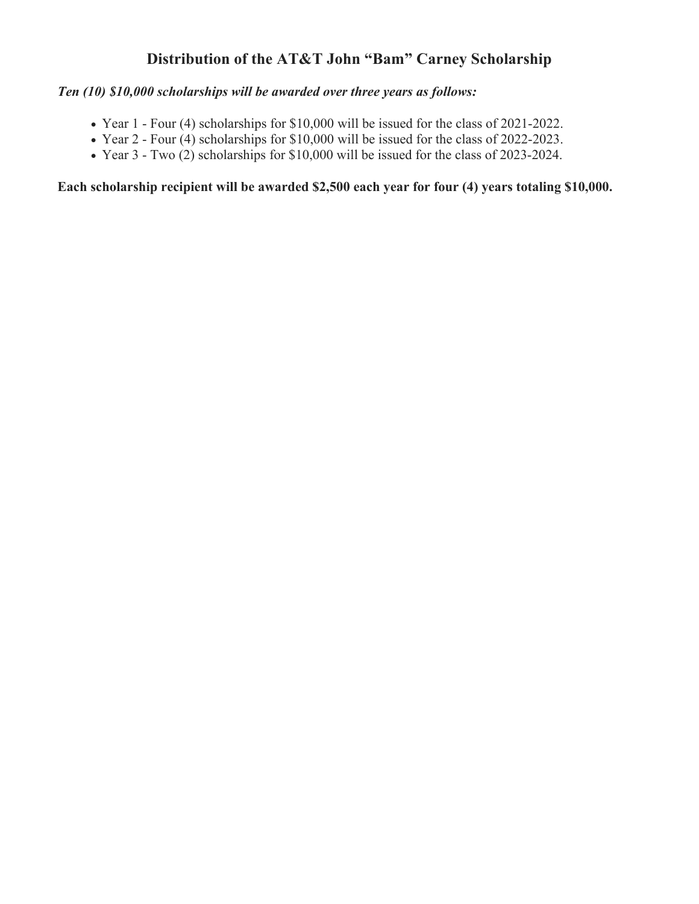## Distribution of the AT&T John “Bam” Carney Scholarship

***Ten (10) $10,000 scholarships will be awarded over three years as follows:***

- Year 1 - Four (4) scholarships for $10,000 will be issued for the class of 2021-2022.
- Year 2 - Four (4) scholarships for $10,000 will be issued for the class of 2022-2023.
- Year 3 - Two (2) scholarships for $10,000 will be issued for the class of 2023-2024.

**Each scholarship recipient will be awarded $2,500 each year for four (4) years totaling $10,000.**